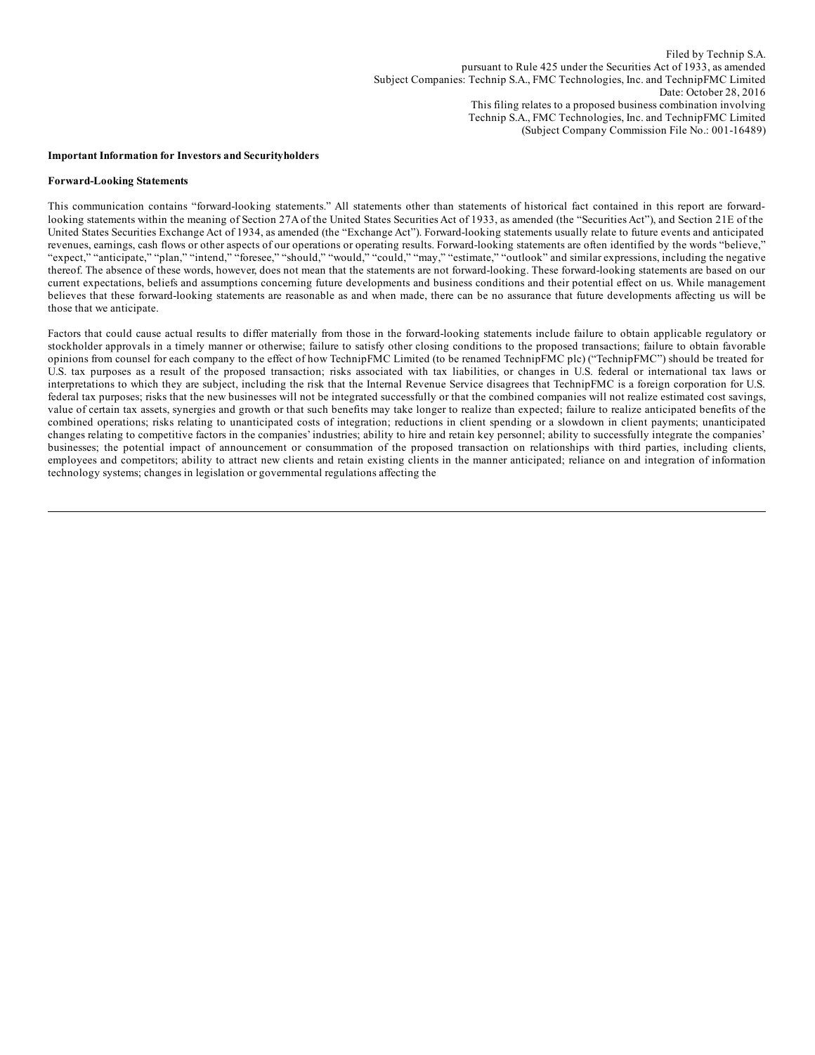Filed by Technip S.A.
pursuant to Rule 425 under the Securities Act of 1933, as amended
Subject Companies: Technip S.A., FMC Technologies, Inc. and TechnipFMC Limited
Date: October 28, 2016
This filing relates to a proposed business combination involving
Technip S.A., FMC Technologies, Inc. and TechnipFMC Limited
(Subject Company Commission File No.: 001-16489)

**Important Information for Investors and Securityholders**

**Forward-Looking Statements**

This communication contains "forward-looking statements." All statements other than statements of historical fact contained in this report are forward-looking statements within the meaning of Section 27A of the United States Securities Act of 1933, as amended (the "Securities Act"), and Section 21E of the United States Securities Exchange Act of 1934, as amended (the "Exchange Act"). Forward-looking statements usually relate to future events and anticipated revenues, earnings, cash flows or other aspects of our operations or operating results. Forward-looking statements are often identified by the words "believe," "expect," "anticipate," "plan," "intend," "foresee," "should," "would," "could," "may," "estimate," "outlook" and similar expressions, including the negative thereof. The absence of these words, however, does not mean that the statements are not forward-looking. These forward-looking statements are based on our current expectations, beliefs and assumptions concerning future developments and business conditions and their potential effect on us. While management believes that these forward-looking statements are reasonable as and when made, there can be no assurance that future developments affecting us will be those that we anticipate.

Factors that could cause actual results to differ materially from those in the forward-looking statements include failure to obtain applicable regulatory or stockholder approvals in a timely manner or otherwise; failure to satisfy other closing conditions to the proposed transactions; failure to obtain favorable opinions from counsel for each company to the effect of how TechnipFMC Limited (to be renamed TechnipFMC plc) ("TechnipFMC") should be treated for U.S. tax purposes as a result of the proposed transaction; risks associated with tax liabilities, or changes in U.S. federal or international tax laws or interpretations to which they are subject, including the risk that the Internal Revenue Service disagrees that TechnipFMC is a foreign corporation for U.S. federal tax purposes; risks that the new businesses will not be integrated successfully or that the combined companies will not realize estimated cost savings, value of certain tax assets, synergies and growth or that such benefits may take longer to realize than expected; failure to realize anticipated benefits of the combined operations; risks relating to unanticipated costs of integration; reductions in client spending or a slowdown in client payments; unanticipated changes relating to competitive factors in the companies' industries; ability to hire and retain key personnel; ability to successfully integrate the companies' businesses; the potential impact of announcement or consummation of the proposed transaction on relationships with third parties, including clients, employees and competitors; ability to attract new clients and retain existing clients in the manner anticipated; reliance on and integration of information technology systems; changes in legislation or governmental regulations affecting the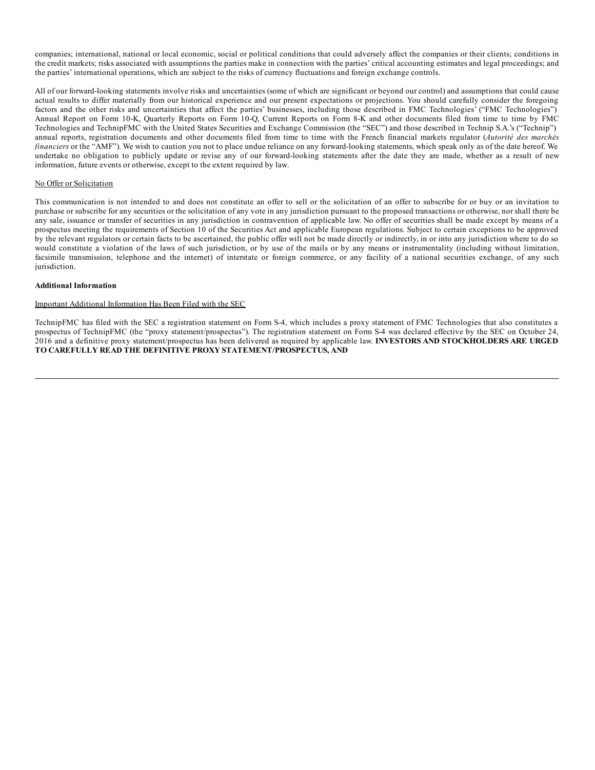companies; international, national or local economic, social or political conditions that could adversely affect the companies or their clients; conditions in the credit markets; risks associated with assumptions the parties make in connection with the parties' critical accounting estimates and legal proceedings; and the parties' international operations, which are subject to the risks of currency fluctuations and foreign exchange controls.

All of our forward-looking statements involve risks and uncertainties (some of which are significant or beyond our control) and assumptions that could cause actual results to differ materially from our historical experience and our present expectations or projections. You should carefully consider the foregoing factors and the other risks and uncertainties that affect the parties' businesses, including those described in FMC Technologies' ("FMC Technologies") Annual Report on Form 10-K, Quarterly Reports on Form 10-Q, Current Reports on Form 8-K and other documents filed from time to time by FMC Technologies and TechnipFMC with the United States Securities and Exchange Commission (the "SEC") and those described in Technip S.A.'s ("Technip") annual reports, registration documents and other documents filed from time to time with the French financial markets regulator (*Autorité des marchés financiers* or the "AMF"). We wish to caution you not to place undue reliance on any forward-looking statements, which speak only as of the date hereof. We undertake no obligation to publicly update or revise any of our forward-looking statements after the date they are made, whether as a result of new information, future events or otherwise, except to the extent required by law.

<u>No Offer or Solicitation</u>

This communication is not intended to and does not constitute an offer to sell or the solicitation of an offer to subscribe for or buy or an invitation to purchase or subscribe for any securities or the solicitation of any vote in any jurisdiction pursuant to the proposed transactions or otherwise, nor shall there be any sale, issuance or transfer of securities in any jurisdiction in contravention of applicable law. No offer of securities shall be made except by means of a prospectus meeting the requirements of Section 10 of the Securities Act and applicable European regulations. Subject to certain exceptions to be approved by the relevant regulators or certain facts to be ascertained, the public offer will not be made directly or indirectly, in or into any jurisdiction where to do so would constitute a violation of the laws of such jurisdiction, or by use of the mails or by any means or instrumentality (including without limitation, facsimile transmission, telephone and the internet) of interstate or foreign commerce, or any facility of a national securities exchange, of any such jurisdiction.

**Additional Information**

<u>Important Additional Information Has Been Filed with the SEC</u>

TechnipFMC has filed with the SEC a registration statement on Form S-4, which includes a proxy statement of FMC Technologies that also constitutes a prospectus of TechnipFMC (the "proxy statement/prospectus"). The registration statement on Form S-4 was declared effective by the SEC on October 24, 2016 and a definitive proxy statement/prospectus has been delivered as required by applicable law. **INVESTORS AND STOCKHOLDERS ARE URGED TO CAREFULLY READ THE DEFINITIVE PROXY STATEMENT/PROSPECTUS, AND**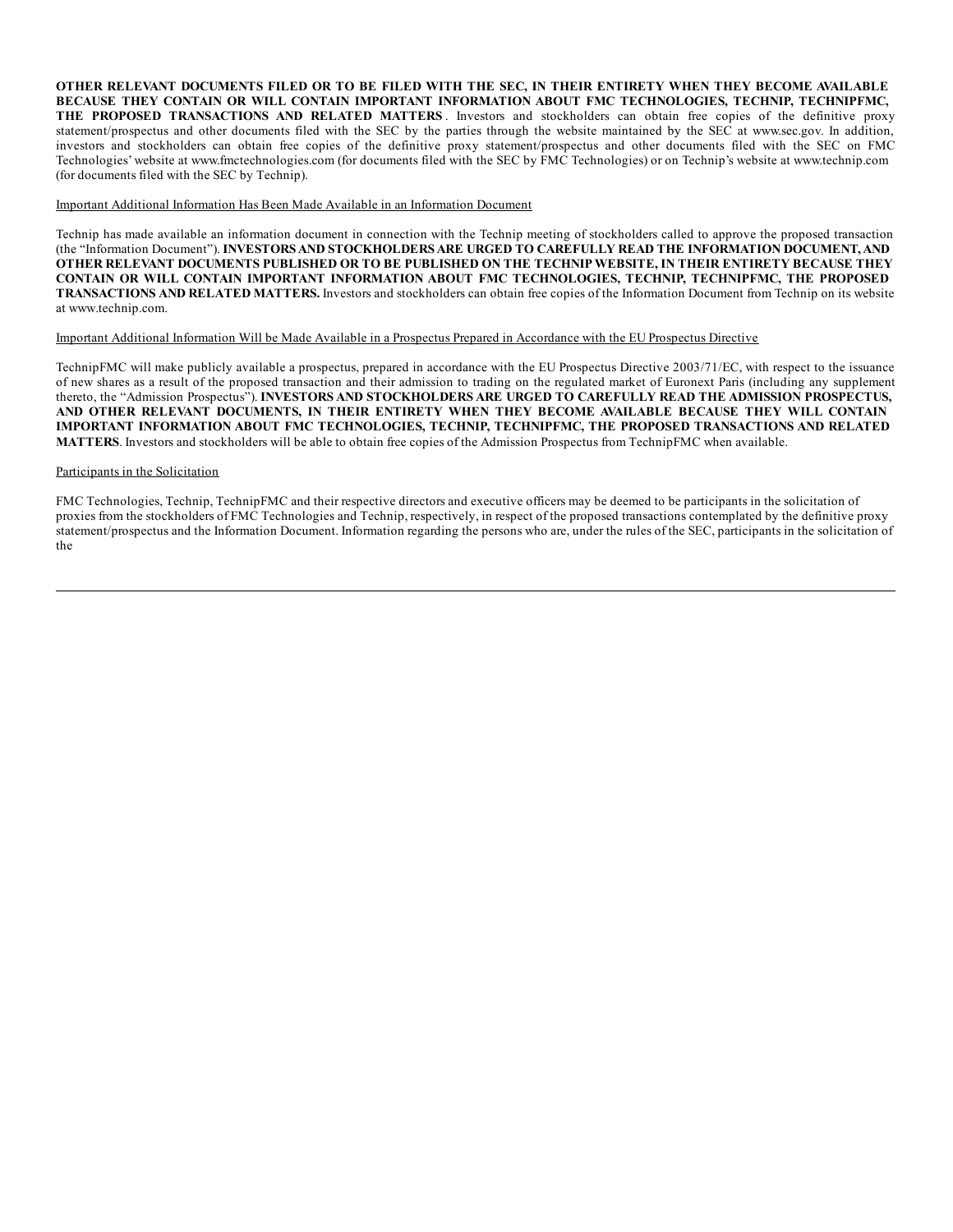**OTHER RELEVANT DOCUMENTS FILED OR TO BE FILED WITH THE SEC, IN THEIR ENTIRETY WHEN THEY BECOME AVAILABLE BECAUSE THEY CONTAIN OR WILL CONTAIN IMPORTANT INFORMATION ABOUT FMC TECHNOLOGIES, TECHNIP, TECHNIPFMC, THE PROPOSED TRANSACTIONS AND RELATED MATTERS** . Investors and stockholders can obtain free copies of the definitive proxy statement/prospectus and other documents filed with the SEC by the parties through the website maintained by the SEC at www.sec.gov. In addition, investors and stockholders can obtain free copies of the definitive proxy statement/prospectus and other documents filed with the SEC on FMC Technologies' website at www.fmctechnologies.com (for documents filed with the SEC by FMC Technologies) or on Technip's website at www.technip.com (for documents filed with the SEC by Technip).

Important Additional Information Has Been Made Available in an Information Document

Technip has made available an information document in connection with the Technip meeting of stockholders called to approve the proposed transaction (the "Information Document"). **INVESTORS AND STOCKHOLDERS ARE URGED TO CAREFULLY READ THE INFORMATION DOCUMENT, AND OTHER RELEVANT DOCUMENTS PUBLISHED OR TO BE PUBLISHED ON THE TECHNIP WEBSITE, IN THEIR ENTIRETY BECAUSE THEY CONTAIN OR WILL CONTAIN IMPORTANT INFORMATION ABOUT FMC TECHNOLOGIES, TECHNIP, TECHNIPFMC, THE PROPOSED TRANSACTIONS AND RELATED MATTERS.** Investors and stockholders can obtain free copies of the Information Document from Technip on its website at www.technip.com.

Important Additional Information Will be Made Available in a Prospectus Prepared in Accordance with the EU Prospectus Directive

TechnipFMC will make publicly available a prospectus, prepared in accordance with the EU Prospectus Directive 2003/71/EC, with respect to the issuance of new shares as a result of the proposed transaction and their admission to trading on the regulated market of Euronext Paris (including any supplement thereto, the "Admission Prospectus"). **INVESTORS AND STOCKHOLDERS ARE URGED TO CAREFULLY READ THE ADMISSION PROSPECTUS, AND OTHER RELEVANT DOCUMENTS, IN THEIR ENTIRETY WHEN THEY BECOME AVAILABLE BECAUSE THEY WILL CONTAIN IMPORTANT INFORMATION ABOUT FMC TECHNOLOGIES, TECHNIP, TECHNIPFMC, THE PROPOSED TRANSACTIONS AND RELATED MATTERS**. Investors and stockholders will be able to obtain free copies of the Admission Prospectus from TechnipFMC when available.

Participants in the Solicitation

FMC Technologies, Technip, TechnipFMC and their respective directors and executive officers may be deemed to be participants in the solicitation of proxies from the stockholders of FMC Technologies and Technip, respectively, in respect of the proposed transactions contemplated by the definitive proxy statement/prospectus and the Information Document. Information regarding the persons who are, under the rules of the SEC, participants in the solicitation of the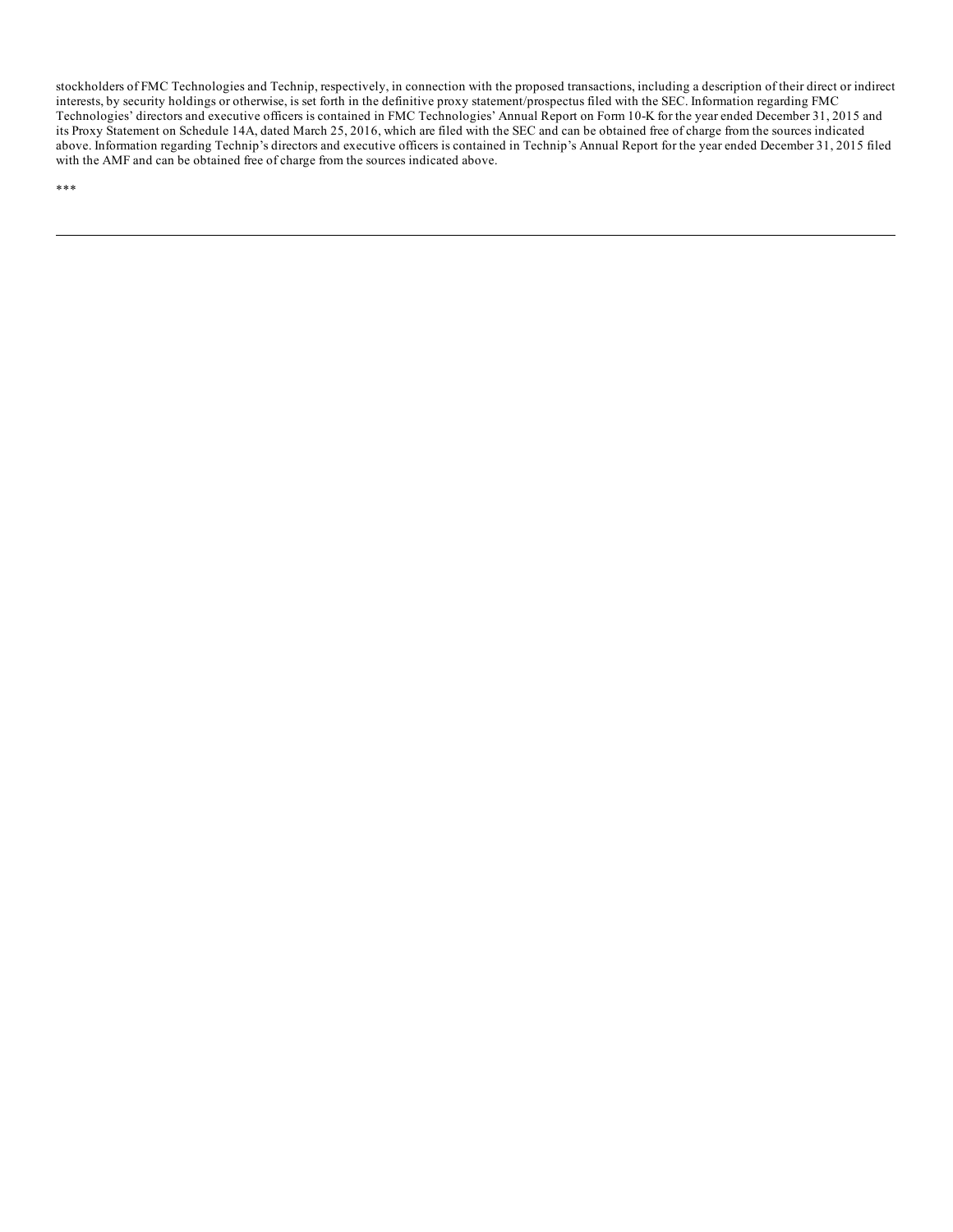stockholders of FMC Technologies and Technip, respectively, in connection with the proposed transactions, including a description of their direct or indirect interests, by security holdings or otherwise, is set forth in the definitive proxy statement/prospectus filed with the SEC. Information regarding FMC Technologies' directors and executive officers is contained in FMC Technologies' Annual Report on Form 10-K for the year ended December 31, 2015 and its Proxy Statement on Schedule 14A, dated March 25, 2016, which are filed with the SEC and can be obtained free of charge from the sources indicated above. Information regarding Technip's directors and executive officers is contained in Technip's Annual Report for the year ended December 31, 2015 filed with the AMF and can be obtained free of charge from the sources indicated above.

***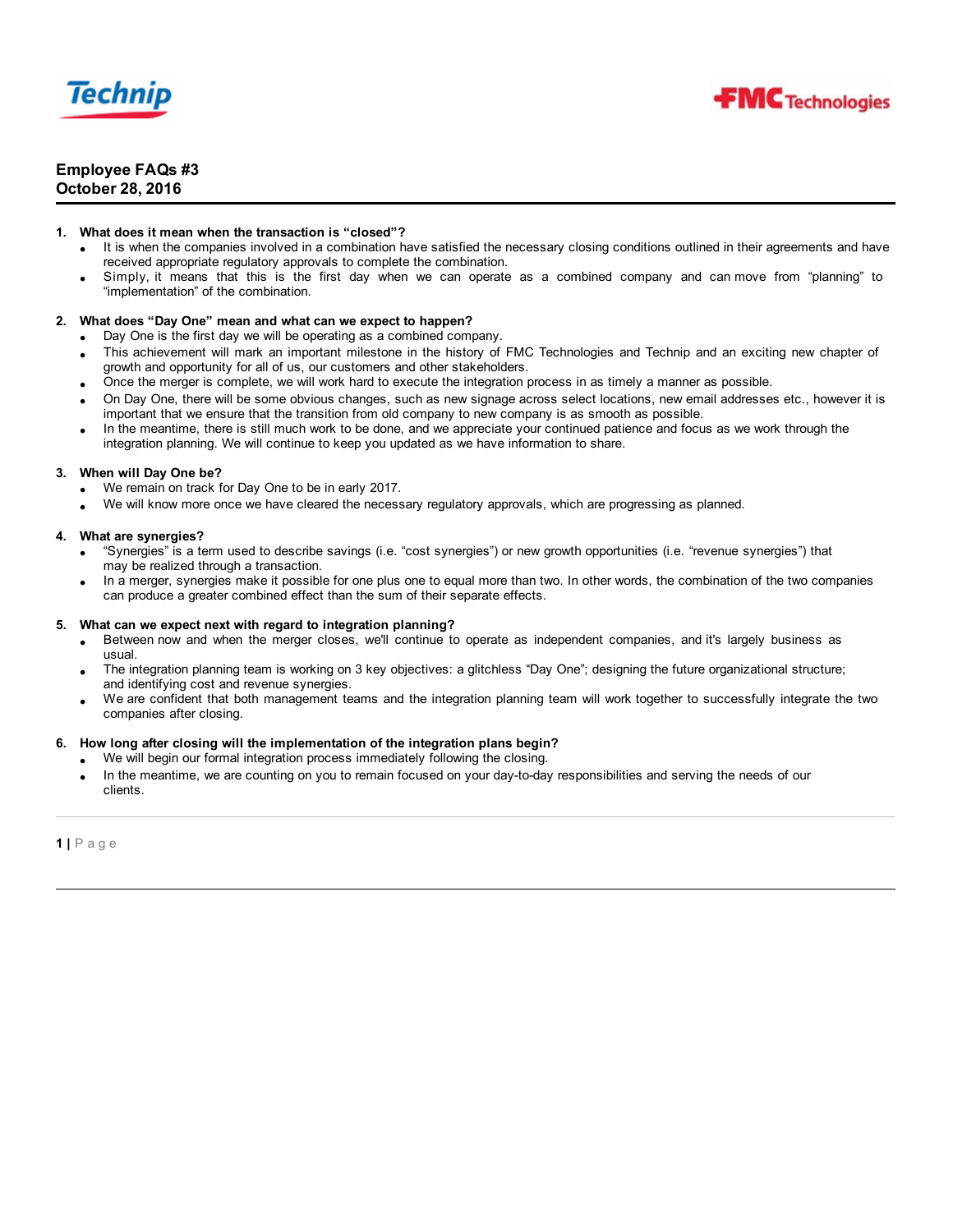Technip

FMC Technologies

**Employee FAQs #3**
**October 28, 2016**

1. **What does it mean when the transaction is "closed"?**
   - It is when the companies involved in a combination have satisfied the necessary closing conditions outlined in their agreements and have received appropriate regulatory approvals to complete the combination.
   - Simply, it means that this is the first day when we can operate as a combined company and can move from "planning" to "implementation" of the combination.

2. **What does "Day One" mean and what can we expect to happen?**
   - Day One is the first day we will be operating as a combined company.
   - This achievement will mark an important milestone in the history of FMC Technologies and Technip and an exciting new chapter of growth and opportunity for all of us, our customers and other stakeholders.
   - Once the merger is complete, we will work hard to execute the integration process in as timely a manner as possible.
   - On Day One, there will be some obvious changes, such as new signage across select locations, new email addresses etc., however it is important that we ensure that the transition from old company to new company is as smooth as possible.
   - In the meantime, there is still much work to be done, and we appreciate your continued patience and focus as we work through the integration planning. We will continue to keep you updated as we have information to share.

3. **When will Day One be?**
   - We remain on track for Day One to be in early 2017.
   - We will know more once we have cleared the necessary regulatory approvals, which are progressing as planned.

4. **What are synergies?**
   - "Synergies" is a term used to describe savings (i.e. "cost synergies") or new growth opportunities (i.e. "revenue synergies") that may be realized through a transaction.
   - In a merger, synergies make it possible for one plus one to equal more than two. In other words, the combination of the two companies can produce a greater combined effect than the sum of their separate effects.

5. **What can we expect next with regard to integration planning?**
   - Between now and when the merger closes, we'll continue to operate as independent companies, and it's largely business as usual.
   - The integration planning team is working on 3 key objectives: a glitchless "Day One"; designing the future organizational structure; and identifying cost and revenue synergies.
   - We are confident that both management teams and the integration planning team will work together to successfully integrate the two companies after closing.

6. **How long after closing will the implementation of the integration plans begin?**
   - We will begin our formal integration process immediately following the closing.
   - In the meantime, we are counting on you to remain focused on your day-to-day responsibilities and serving the needs of our clients.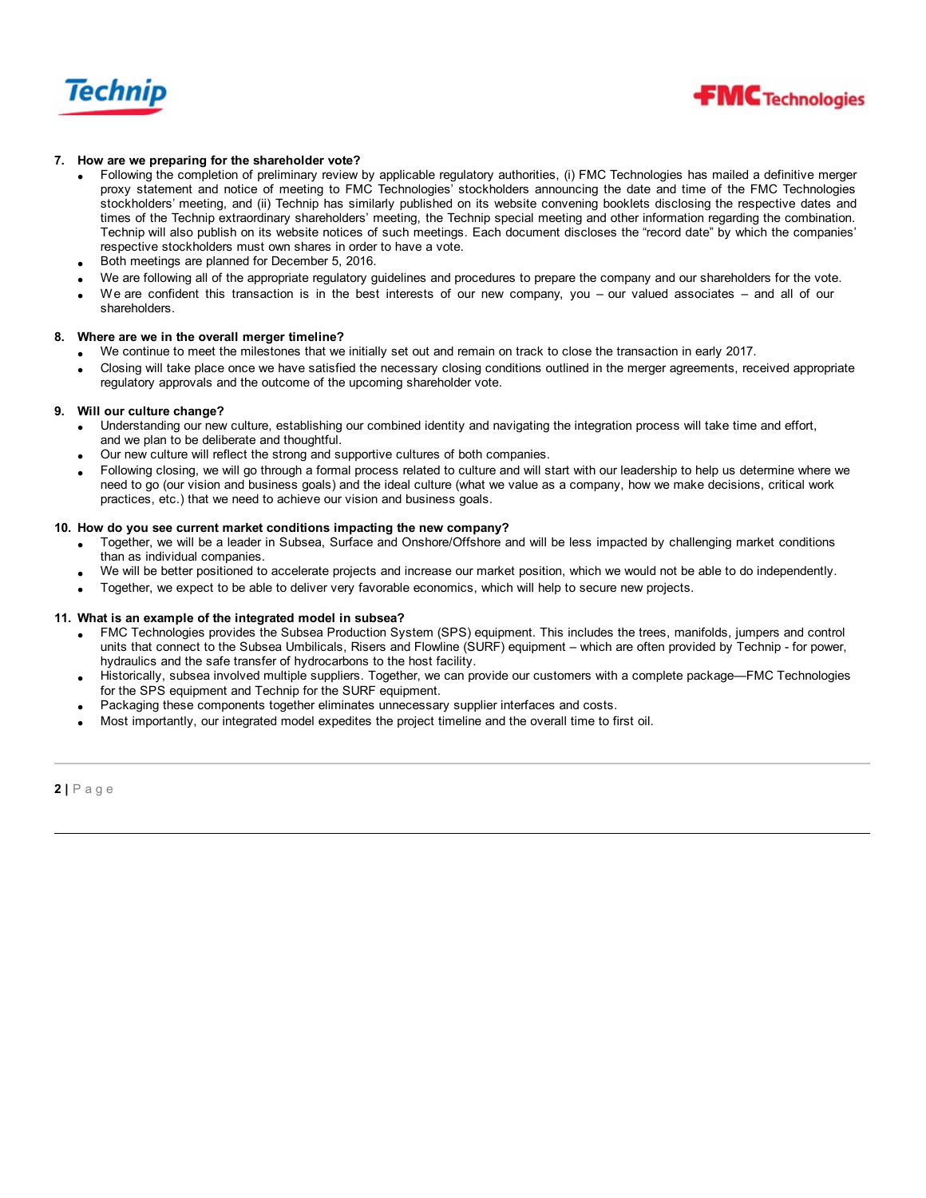7. **How are we preparing for the shareholder vote?**
   - Following the completion of preliminary review by applicable regulatory authorities, (i) FMC Technologies has mailed a definitive merger proxy statement and notice of meeting to FMC Technologies' stockholders announcing the date and time of the FMC Technologies stockholders' meeting, and (ii) Technip has similarly published on its website convening booklets disclosing the respective dates and times of the Technip extraordinary shareholders' meeting, the Technip special meeting and other information regarding the combination. Technip will also publish on its website notices of such meetings. Each document discloses the "record date" by which the companies' respective stockholders must own shares in order to have a vote.
   - Both meetings are planned for December 5, 2016.
   - We are following all of the appropriate regulatory guidelines and procedures to prepare the company and our shareholders for the vote.
   - We are confident this transaction is in the best interests of our new company, you – our valued associates – and all of our shareholders.

8. **Where are we in the overall merger timeline?**
   - We continue to meet the milestones that we initially set out and remain on track to close the transaction in early 2017.
   - Closing will take place once we have satisfied the necessary closing conditions outlined in the merger agreements, received appropriate regulatory approvals and the outcome of the upcoming shareholder vote.

9. **Will our culture change?**
   - Understanding our new culture, establishing our combined identity and navigating the integration process will take time and effort, and we plan to be deliberate and thoughtful.
   - Our new culture will reflect the strong and supportive cultures of both companies.
   - Following closing, we will go through a formal process related to culture and will start with our leadership to help us determine where we need to go (our vision and business goals) and the ideal culture (what we value as a company, how we make decisions, critical work practices, etc.) that we need to achieve our vision and business goals.

10. **How do you see current market conditions impacting the new company?**
    - Together, we will be a leader in Subsea, Surface and Onshore/Offshore and will be less impacted by challenging market conditions than as individual companies.
    - We will be better positioned to accelerate projects and increase our market position, which we would not be able to do independently.
    - Together, we expect to be able to deliver very favorable economics, which will help to secure new projects.

11. **What is an example of the integrated model in subsea?**
    - FMC Technologies provides the Subsea Production System (SPS) equipment. This includes the trees, manifolds, jumpers and control units that connect to the Subsea Umbilicals, Risers and Flowline (SURF) equipment – which are often provided by Technip - for power, hydraulics and the safe transfer of hydrocarbons to the host facility.
    - Historically, subsea involved multiple suppliers. Together, we can provide our customers with a complete package—FMC Technologies for the SPS equipment and Technip for the SURF equipment.
    - Packaging these components together eliminates unnecessary supplier interfaces and costs.
    - Most importantly, our integrated model expedites the project timeline and the overall time to first oil.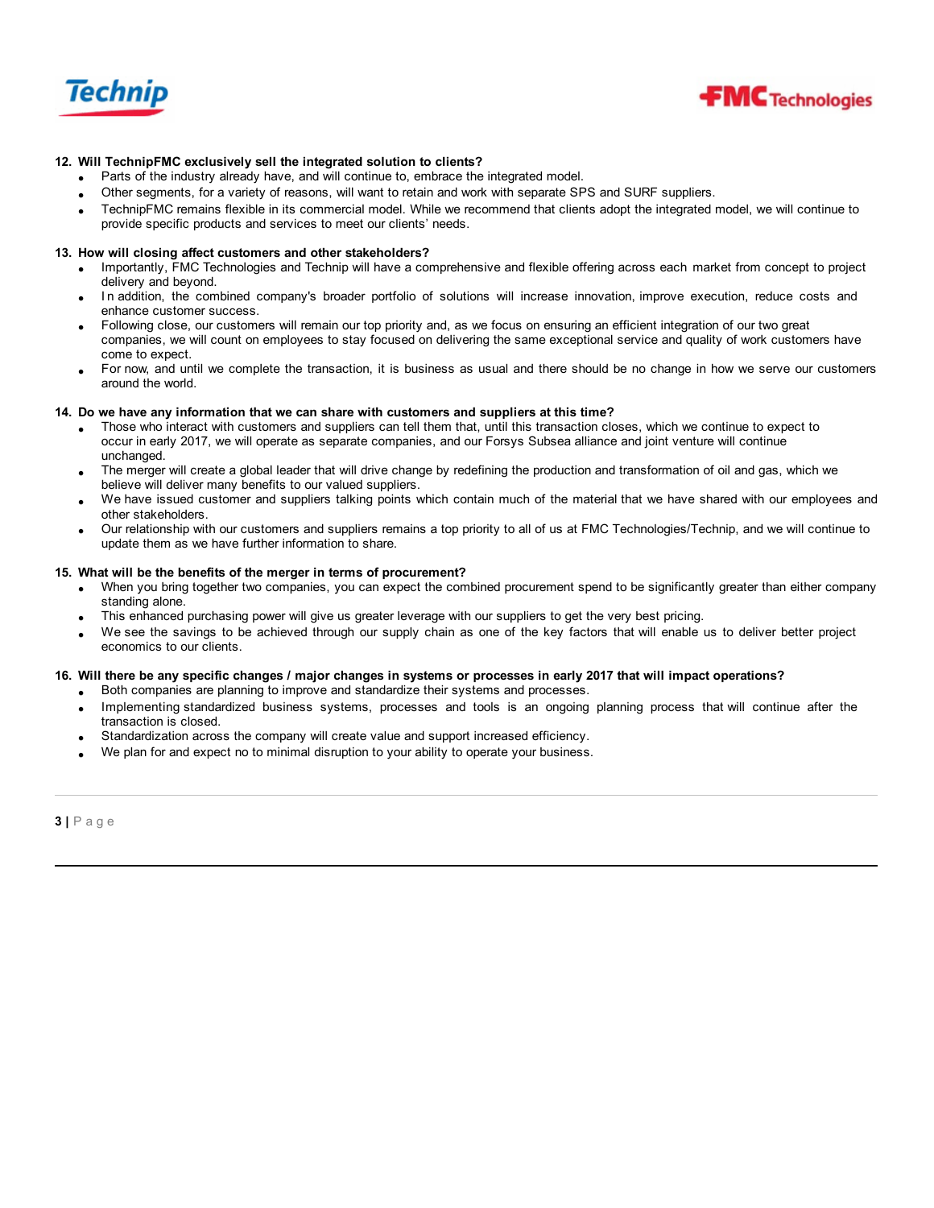**12. Will TechnipFMC exclusively sell the integrated solution to clients?**

- Parts of the industry already have, and will continue to, embrace the integrated model.
- Other segments, for a variety of reasons, will want to retain and work with separate SPS and SURF suppliers.
- TechnipFMC remains flexible in its commercial model. While we recommend that clients adopt the integrated model, we will continue to provide specific products and services to meet our clients' needs.

**13. How will closing affect customers and other stakeholders?**

- Importantly, FMC Technologies and Technip will have a comprehensive and flexible offering across each market from concept to project delivery and beyond.
- In addition, the combined company's broader portfolio of solutions will increase innovation, improve execution, reduce costs and enhance customer success.
- Following close, our customers will remain our top priority and, as we focus on ensuring an efficient integration of our two great companies, we will count on employees to stay focused on delivering the same exceptional service and quality of work customers have come to expect.
- For now, and until we complete the transaction, it is business as usual and there should be no change in how we serve our customers around the world.

**14. Do we have any information that we can share with customers and suppliers at this time?**

- Those who interact with customers and suppliers can tell them that, until this transaction closes, which we continue to expect to occur in early 2017, we will operate as separate companies, and our Forsys Subsea alliance and joint venture will continue unchanged.
- The merger will create a global leader that will drive change by redefining the production and transformation of oil and gas, which we believe will deliver many benefits to our valued suppliers.
- We have issued customer and suppliers talking points which contain much of the material that we have shared with our employees and other stakeholders.
- Our relationship with our customers and suppliers remains a top priority to all of us at FMC Technologies/Technip, and we will continue to update them as we have further information to share.

**15. What will be the benefits of the merger in terms of procurement?**

- When you bring together two companies, you can expect the combined procurement spend to be significantly greater than either company standing alone.
- This enhanced purchasing power will give us greater leverage with our suppliers to get the very best pricing.
- We see the savings to be achieved through our supply chain as one of the key factors that will enable us to deliver better project economics to our clients.

**16. Will there be any specific changes / major changes in systems or processes in early 2017 that will impact operations?**

- Both companies are planning to improve and standardize their systems and processes.
- Implementing standardized business systems, processes and tools is an ongoing planning process that will continue after the transaction is closed.
- Standardization across the company will create value and support increased efficiency.
- We plan for and expect no to minimal disruption to your ability to operate your business.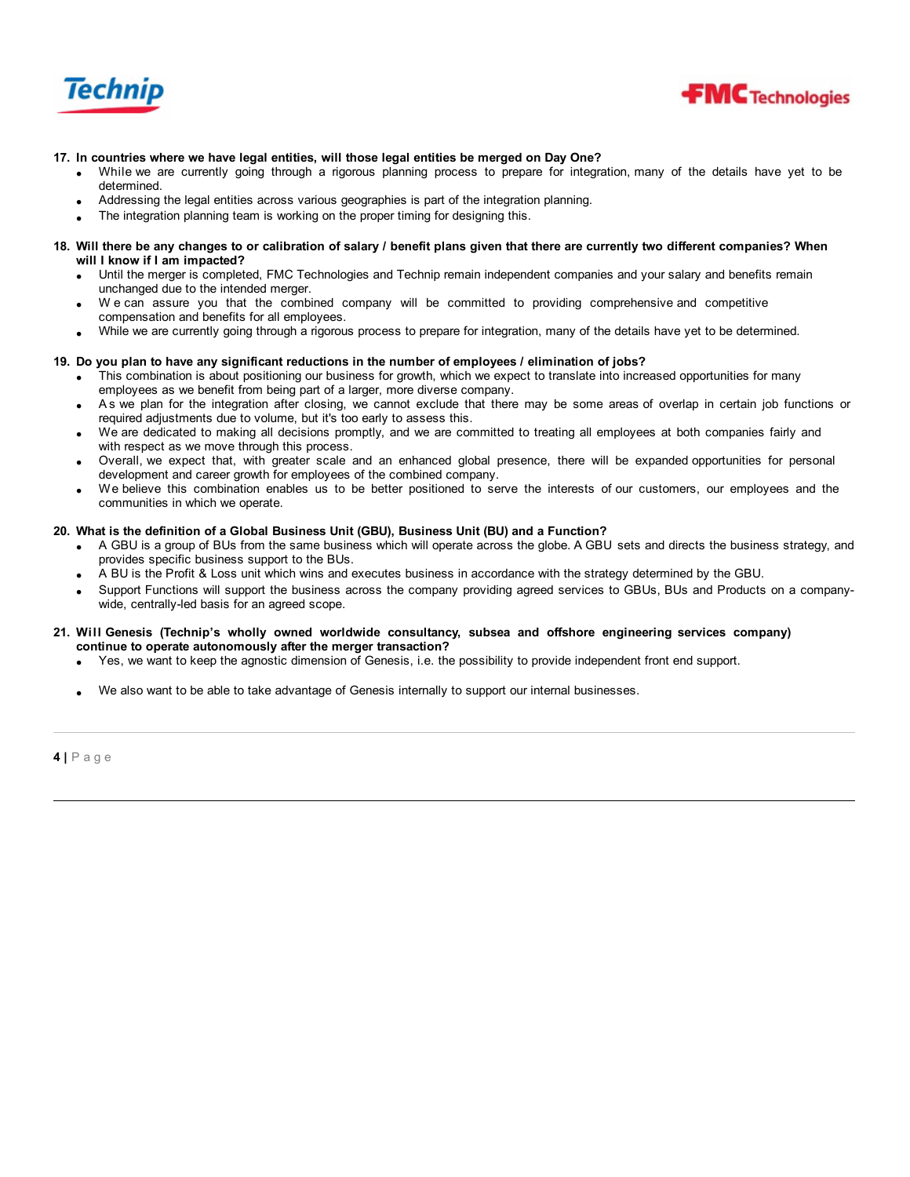**17. In countries where we have legal entities, will those legal entities be merged on Day One?**

- While we are currently going through a rigorous planning process to prepare for integration, many of the details have yet to be determined.
- Addressing the legal entities across various geographies is part of the integration planning.
- The integration planning team is working on the proper timing for designing this.

**18. Will there be any changes to or calibration of salary / benefit plans given that there are currently two different companies? When will I know if I am impacted?**

- Until the merger is completed, FMC Technologies and Technip remain independent companies and your salary and benefits remain unchanged due to the intended merger.
- We can assure you that the combined company will be committed to providing comprehensive and competitive compensation and benefits for all employees.
- While we are currently going through a rigorous process to prepare for integration, many of the details have yet to be determined.

**19. Do you plan to have any significant reductions in the number of employees / elimination of jobs?**

- This combination is about positioning our business for growth, which we expect to translate into increased opportunities for many employees as we benefit from being part of a larger, more diverse company.
- As we plan for the integration after closing, we cannot exclude that there may be some areas of overlap in certain job functions or required adjustments due to volume, but it's too early to assess this.
- We are dedicated to making all decisions promptly, and we are committed to treating all employees at both companies fairly and with respect as we move through this process.
- Overall, we expect that, with greater scale and an enhanced global presence, there will be expanded opportunities for personal development and career growth for employees of the combined company.
- We believe this combination enables us to be better positioned to serve the interests of our customers, our employees and the communities in which we operate.

**20. What is the definition of a Global Business Unit (GBU), Business Unit (BU) and a Function?**

- A GBU is a group of BUs from the same business which will operate across the globe. A GBU sets and directs the business strategy, and provides specific business support to the BUs.
- A BU is the Profit & Loss unit which wins and executes business in accordance with the strategy determined by the GBU.
- Support Functions will support the business across the company providing agreed services to GBUs, BUs and Products on a company-wide, centrally-led basis for an agreed scope.

**21. Will Genesis (Technip's wholly owned worldwide consultancy, subsea and offshore engineering services company) continue to operate autonomously after the merger transaction?**

- Yes, we want to keep the agnostic dimension of Genesis, i.e. the possibility to provide independent front end support.
- We also want to be able to take advantage of Genesis internally to support our internal businesses.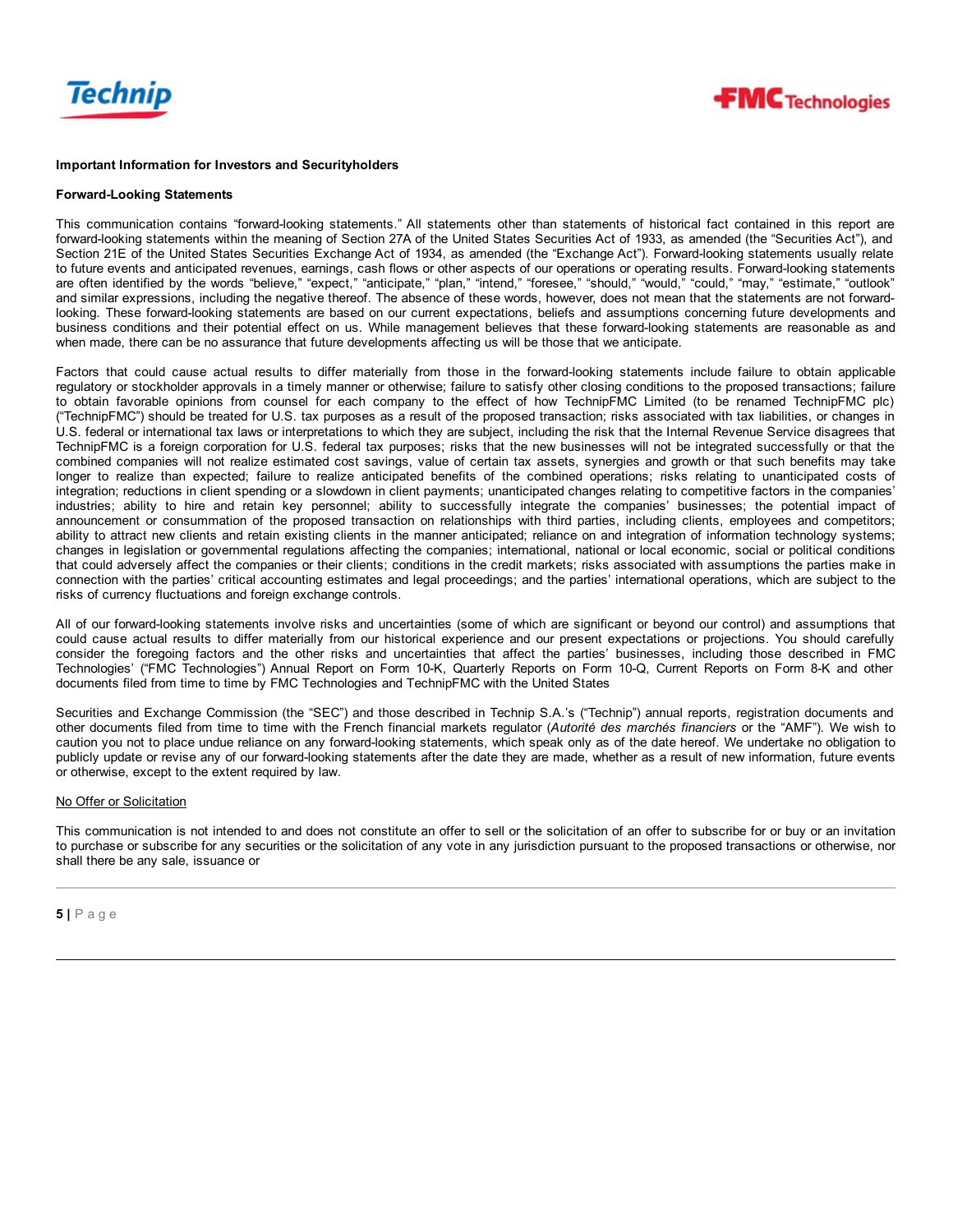**Important Information for Investors and Securityholders**

**Forward-Looking Statements**

This communication contains "forward-looking statements." All statements other than statements of historical fact contained in this report are forward-looking statements within the meaning of Section 27A of the United States Securities Act of 1933, as amended (the "Securities Act"), and Section 21E of the United States Securities Exchange Act of 1934, as amended (the "Exchange Act"). Forward-looking statements usually relate to future events and anticipated revenues, earnings, cash flows or other aspects of our operations or operating results. Forward-looking statements are often identified by the words "believe," "expect," "anticipate," "plan," "intend," "foresee," "should," "would," "could," "may," "estimate," "outlook" and similar expressions, including the negative thereof. The absence of these words, however, does not mean that the statements are not forward-looking. These forward-looking statements are based on our current expectations, beliefs and assumptions concerning future developments and business conditions and their potential effect on us. While management believes that these forward-looking statements are reasonable as and when made, there can be no assurance that future developments affecting us will be those that we anticipate.

Factors that could cause actual results to differ materially from those in the forward-looking statements include failure to obtain applicable regulatory or stockholder approvals in a timely manner or otherwise; failure to satisfy other closing conditions to the proposed transactions; failure to obtain favorable opinions from counsel for each company to the effect of how TechnipFMC Limited (to be renamed TechnipFMC plc) ("TechnipFMC") should be treated for U.S. tax purposes as a result of the proposed transaction; risks associated with tax liabilities, or changes in U.S. federal or international tax laws or interpretations to which they are subject, including the risk that the Internal Revenue Service disagrees that TechnipFMC is a foreign corporation for U.S. federal tax purposes; risks that the new businesses will not be integrated successfully or that the combined companies will not realize estimated cost savings, value of certain tax assets, synergies and growth or that such benefits may take longer to realize than expected; failure to realize anticipated benefits of the combined operations; risks relating to unanticipated costs of integration; reductions in client spending or a slowdown in client payments; unanticipated changes relating to competitive factors in the companies' industries; ability to hire and retain key personnel; ability to successfully integrate the companies' businesses; the potential impact of announcement or consummation of the proposed transaction on relationships with third parties, including clients, employees and competitors; ability to attract new clients and retain existing clients in the manner anticipated; reliance on and integration of information technology systems; changes in legislation or governmental regulations affecting the companies; international, national or local economic, social or political conditions that could adversely affect the companies or their clients; conditions in the credit markets; risks associated with assumptions the parties make in connection with the parties' critical accounting estimates and legal proceedings; and the parties' international operations, which are subject to the risks of currency fluctuations and foreign exchange controls.

All of our forward-looking statements involve risks and uncertainties (some of which are significant or beyond our control) and assumptions that could cause actual results to differ materially from our historical experience and our present expectations or projections. You should carefully consider the foregoing factors and the other risks and uncertainties that affect the parties' businesses, including those described in FMC Technologies' ("FMC Technologies") Annual Report on Form 10-K, Quarterly Reports on Form 10-Q, Current Reports on Form 8-K and other documents filed from time to time by FMC Technologies and TechnipFMC with the United States

Securities and Exchange Commission (the "SEC") and those described in Technip S.A.'s ("Technip") annual reports, registration documents and other documents filed from time to time with the French financial markets regulator (*Autorité des marchés financiers* or the "AMF"). We wish to caution you not to place undue reliance on any forward-looking statements, which speak only as of the date hereof. We undertake no obligation to publicly update or revise any of our forward-looking statements after the date they are made, whether as a result of new information, future events or otherwise, except to the extent required by law.

No Offer or Solicitation

This communication is not intended to and does not constitute an offer to sell or the solicitation of an offer to subscribe for or buy or an invitation to purchase or subscribe for any securities or the solicitation of any vote in any jurisdiction pursuant to the proposed transactions or otherwise, nor shall there be any sale, issuance or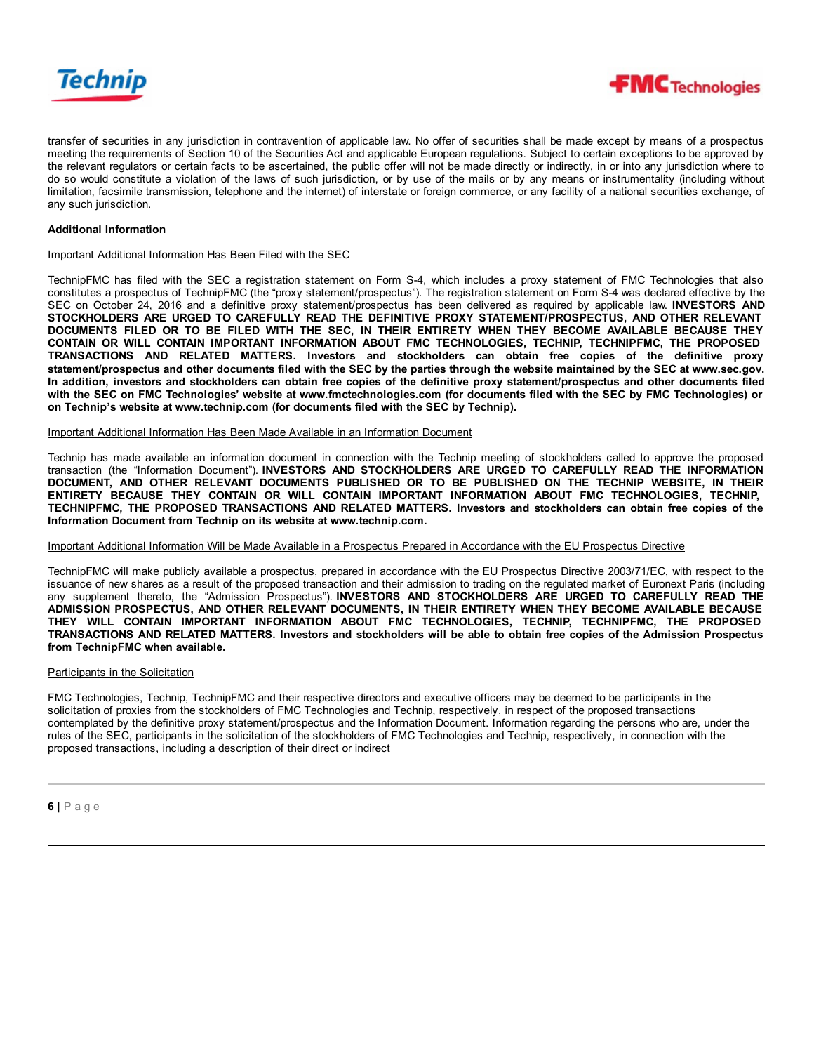transfer of securities in any jurisdiction in contravention of applicable law. No offer of securities shall be made except by means of a prospectus meeting the requirements of Section 10 of the Securities Act and applicable European regulations. Subject to certain exceptions to be approved by the relevant regulators or certain facts to be ascertained, the public offer will not be made directly or indirectly, in or into any jurisdiction where to do so would constitute a violation of the laws of such jurisdiction, or by use of the mails or by any means or instrumentality (including without limitation, facsimile transmission, telephone and the internet) of interstate or foreign commerce, or any facility of a national securities exchange, of any such jurisdiction.

**Additional Information**

Important Additional Information Has Been Filed with the SEC

TechnipFMC has filed with the SEC a registration statement on Form S-4, which includes a proxy statement of FMC Technologies that also constitutes a prospectus of TechnipFMC (the "proxy statement/prospectus"). The registration statement on Form S-4 was declared effective by the SEC on October 24, 2016 and a definitive proxy statement/prospectus has been delivered as required by applicable law. **INVESTORS AND STOCKHOLDERS ARE URGED TO CAREFULLY READ THE DEFINITIVE PROXY STATEMENT/PROSPECTUS, AND OTHER RELEVANT DOCUMENTS FILED OR TO BE FILED WITH THE SEC, IN THEIR ENTIRETY WHEN THEY BECOME AVAILABLE BECAUSE THEY CONTAIN OR WILL CONTAIN IMPORTANT INFORMATION ABOUT FMC TECHNOLOGIES, TECHNIP, TECHNIPFMC, THE PROPOSED TRANSACTIONS AND RELATED MATTERS. Investors and stockholders can obtain free copies of the definitive proxy statement/prospectus and other documents filed with the SEC by the parties through the website maintained by the SEC at www.sec.gov. In addition, investors and stockholders can obtain free copies of the definitive proxy statement/prospectus and other documents filed with the SEC on FMC Technologies' website at www.fmctechnologies.com (for documents filed with the SEC by FMC Technologies) or on Technip's website at www.technip.com (for documents filed with the SEC by Technip).**

Important Additional Information Has Been Made Available in an Information Document

Technip has made available an information document in connection with the Technip meeting of stockholders called to approve the proposed transaction (the "Information Document"). **INVESTORS AND STOCKHOLDERS ARE URGED TO CAREFULLY READ THE INFORMATION DOCUMENT, AND OTHER RELEVANT DOCUMENTS PUBLISHED OR TO BE PUBLISHED ON THE TECHNIP WEBSITE, IN THEIR ENTIRETY BECAUSE THEY CONTAIN OR WILL CONTAIN IMPORTANT INFORMATION ABOUT FMC TECHNOLOGIES, TECHNIP, TECHNIPFMC, THE PROPOSED TRANSACTIONS AND RELATED MATTERS. Investors and stockholders can obtain free copies of the Information Document from Technip on its website at www.technip.com.**

Important Additional Information Will be Made Available in a Prospectus Prepared in Accordance with the EU Prospectus Directive

TechnipFMC will make publicly available a prospectus, prepared in accordance with the EU Prospectus Directive 2003/71/EC, with respect to the issuance of new shares as a result of the proposed transaction and their admission to trading on the regulated market of Euronext Paris (including any supplement thereto, the "Admission Prospectus"). **INVESTORS AND STOCKHOLDERS ARE URGED TO CAREFULLY READ THE ADMISSION PROSPECTUS, AND OTHER RELEVANT DOCUMENTS, IN THEIR ENTIRETY WHEN THEY BECOME AVAILABLE BECAUSE THEY WILL CONTAIN IMPORTANT INFORMATION ABOUT FMC TECHNOLOGIES, TECHNIP, TECHNIPFMC, THE PROPOSED TRANSACTIONS AND RELATED MATTERS. Investors and stockholders will be able to obtain free copies of the Admission Prospectus from TechnipFMC when available.**

Participants in the Solicitation

FMC Technologies, Technip, TechnipFMC and their respective directors and executive officers may be deemed to be participants in the solicitation of proxies from the stockholders of FMC Technologies and Technip, respectively, in respect of the proposed transactions contemplated by the definitive proxy statement/prospectus and the Information Document. Information regarding the persons who are, under the rules of the SEC, participants in the solicitation of the stockholders of FMC Technologies and Technip, respectively, in connection with the proposed transactions, including a description of their direct or indirect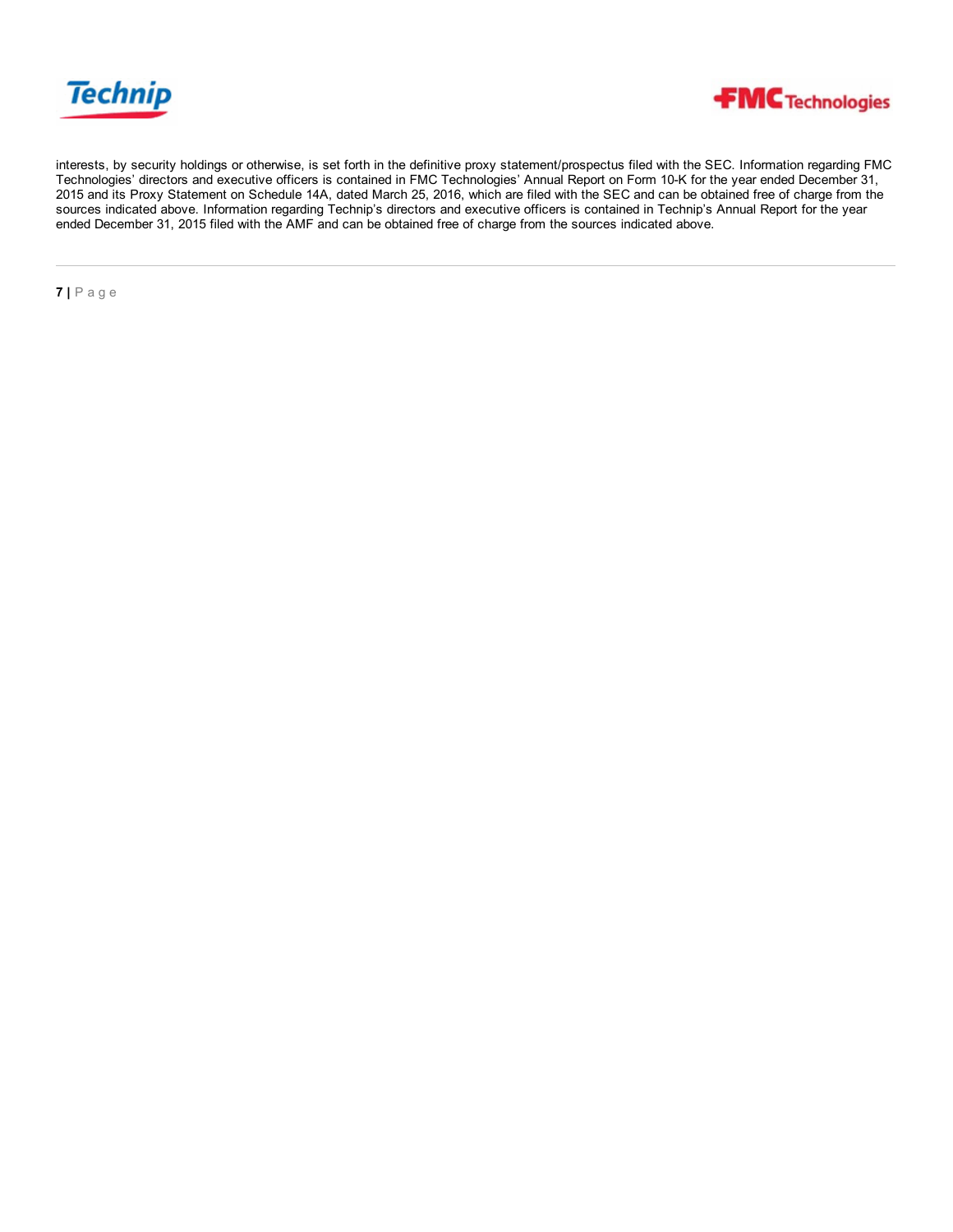interests, by security holdings or otherwise, is set forth in the definitive proxy statement/prospectus filed with the SEC. Information regarding FMC Technologies' directors and executive officers is contained in FMC Technologies' Annual Report on Form 10-K for the year ended December 31, 2015 and its Proxy Statement on Schedule 14A, dated March 25, 2016, which are filed with the SEC and can be obtained free of charge from the sources indicated above. Information regarding Technip's directors and executive officers is contained in Technip's Annual Report for the year ended December 31, 2015 filed with the AMF and can be obtained free of charge from the sources indicated above.